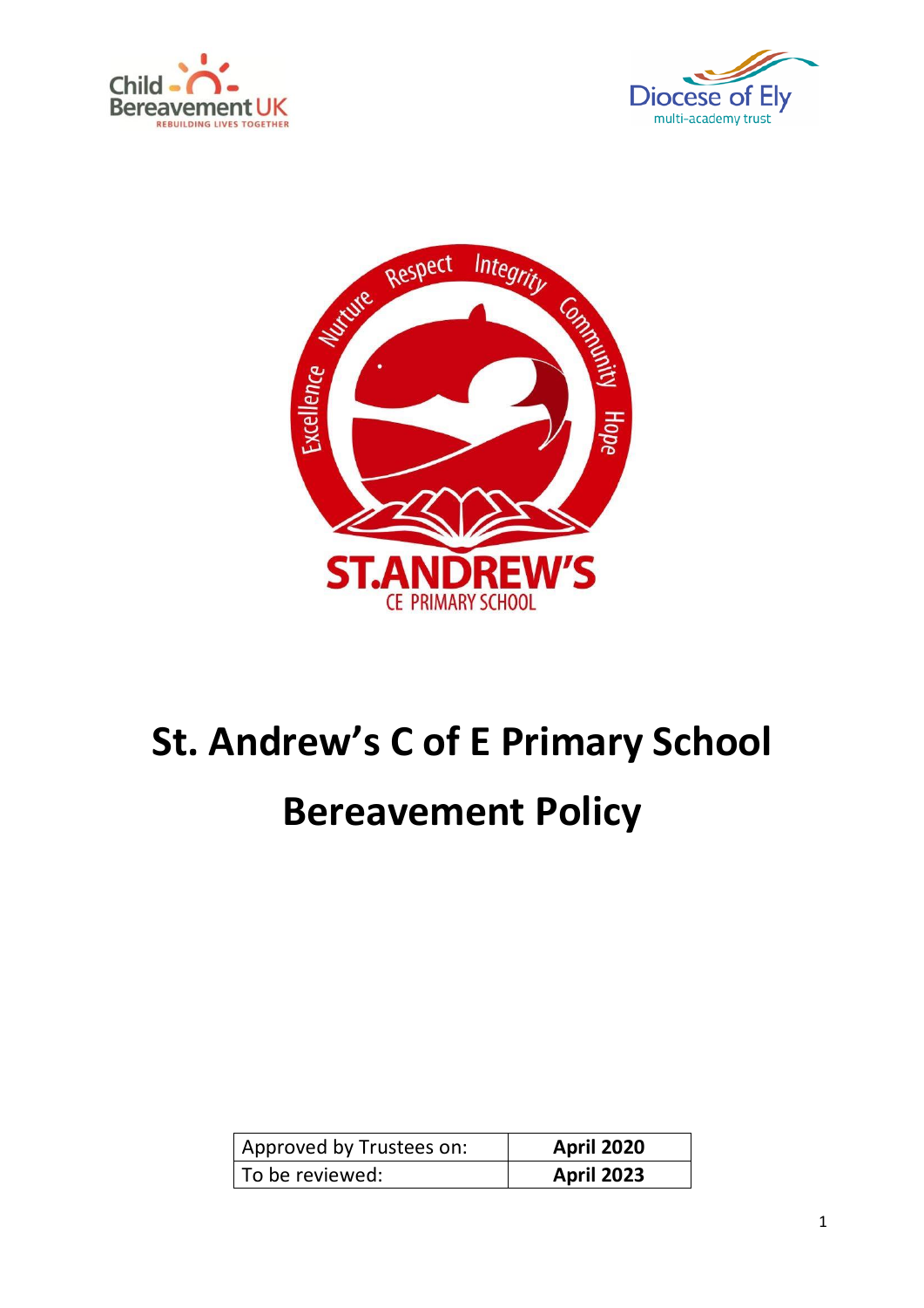# St. Andrew's C of E Primary School

# Bereavement Policy

| Approved by Trustees on: | **April 2020** |
|---|---|
| To be reviewed: | **April 2023** |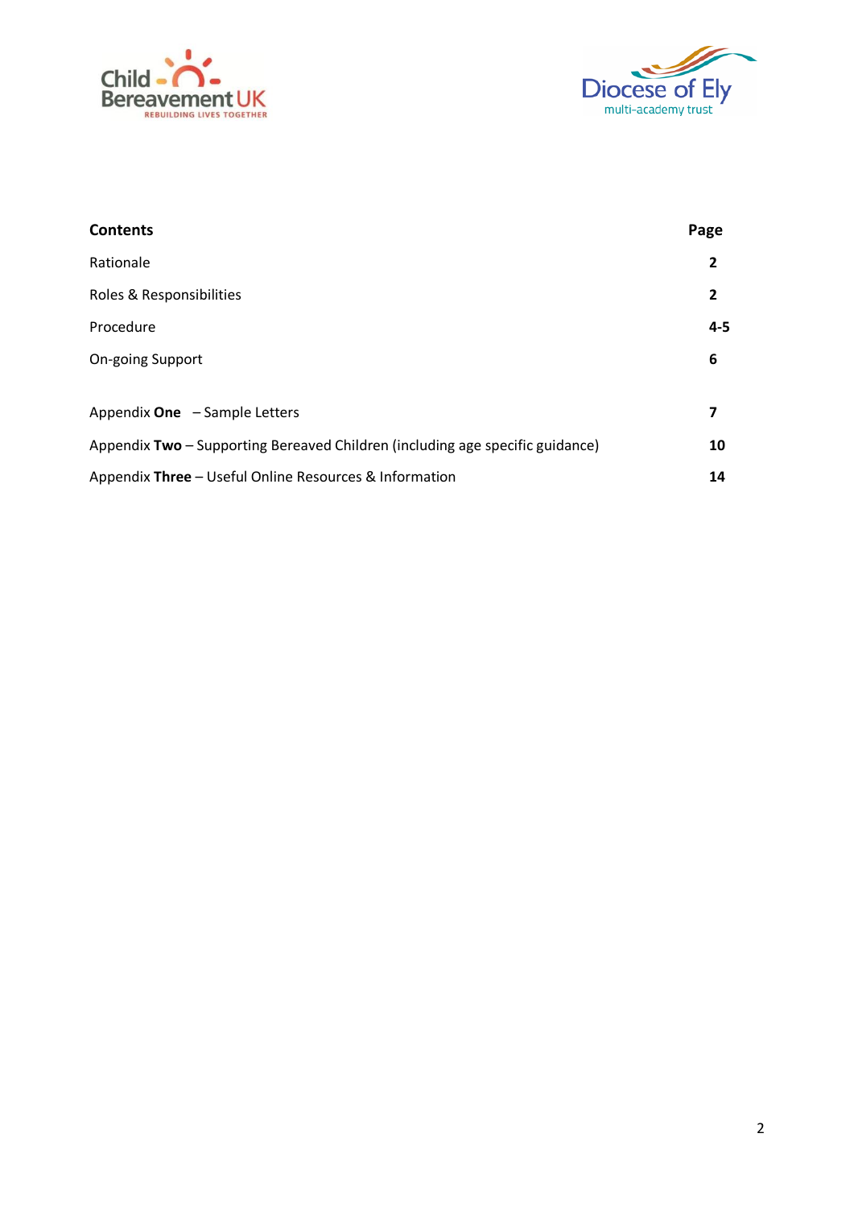| **Contents** | **Page** |
| --- | --- |
| Rationale | **2** |
| Roles & Responsibilities | **2** |
| Procedure | **4-5** |
| On-going Support | **6** |
| Appendix **One** – Sample Letters | **7** |
| Appendix **Two** – Supporting Bereaved Children (including age specific guidance) | **10** |
| Appendix **Three** – Useful Online Resources & Information | **14** |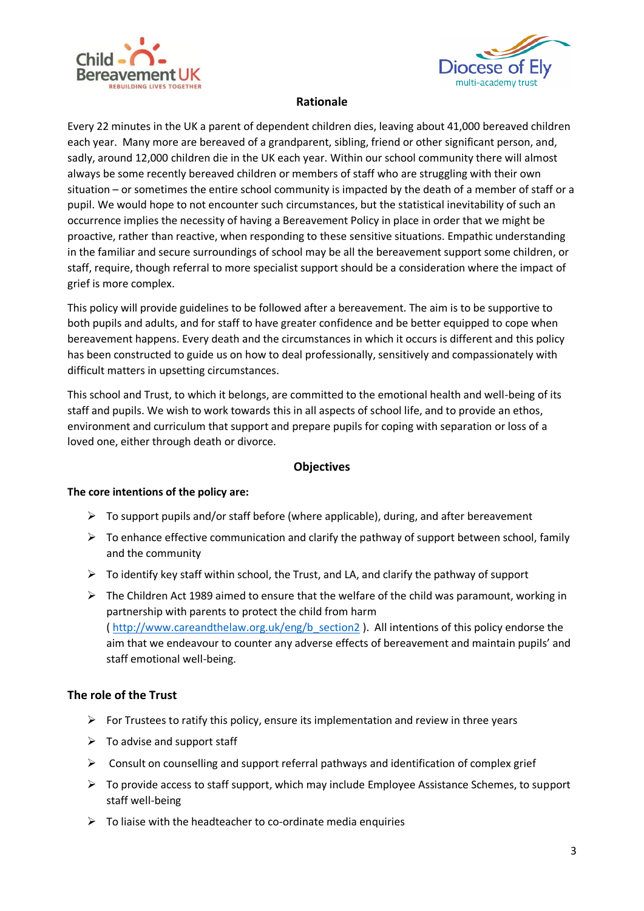## Rationale

Every 22 minutes in the UK a parent of dependent children dies, leaving about 41,000 bereaved children each year. Many more are bereaved of a grandparent, sibling, friend or other significant person, and, sadly, around 12,000 children die in the UK each year. Within our school community there will almost always be some recently bereaved children or members of staff who are struggling with their own situation – or sometimes the entire school community is impacted by the death of a member of staff or a pupil. We would hope to not encounter such circumstances, but the statistical inevitability of such an occurrence implies the necessity of having a Bereavement Policy in place in order that we might be proactive, rather than reactive, when responding to these sensitive situations. Empathic understanding in the familiar and secure surroundings of school may be all the bereavement support some children, or staff, require, though referral to more specialist support should be a consideration where the impact of grief is more complex.

This policy will provide guidelines to be followed after a bereavement. The aim is to be supportive to both pupils and adults, and for staff to have greater confidence and be better equipped to cope when bereavement happens. Every death and the circumstances in which it occurs is different and this policy has been constructed to guide us on how to deal professionally, sensitively and compassionately with difficult matters in upsetting circumstances.

This school and Trust, to which it belongs, are committed to the emotional health and well-being of its staff and pupils. We wish to work towards this in all aspects of school life, and to provide an ethos, environment and curriculum that support and prepare pupils for coping with separation or loss of a loved one, either through death or divorce.

## Objectives

**The core intentions of the policy are:**

- To support pupils and/or staff before (where applicable), during, and after bereavement
- To enhance effective communication and clarify the pathway of support between school, family and the community
- To identify key staff within school, the Trust, and LA, and clarify the pathway of support
- The Children Act 1989 aimed to ensure that the welfare of the child was paramount, working in partnership with parents to protect the child from harm ( http://www.careandthelaw.org.uk/eng/b_section2 ). All intentions of this policy endorse the aim that we endeavour to counter any adverse effects of bereavement and maintain pupils' and staff emotional well-being.

### The role of the Trust

- For Trustees to ratify this policy, ensure its implementation and review in three years
- To advise and support staff
- Consult on counselling and support referral pathways and identification of complex grief
- To provide access to staff support, which may include Employee Assistance Schemes, to support staff well-being
- To liaise with the headteacher to co-ordinate media enquiries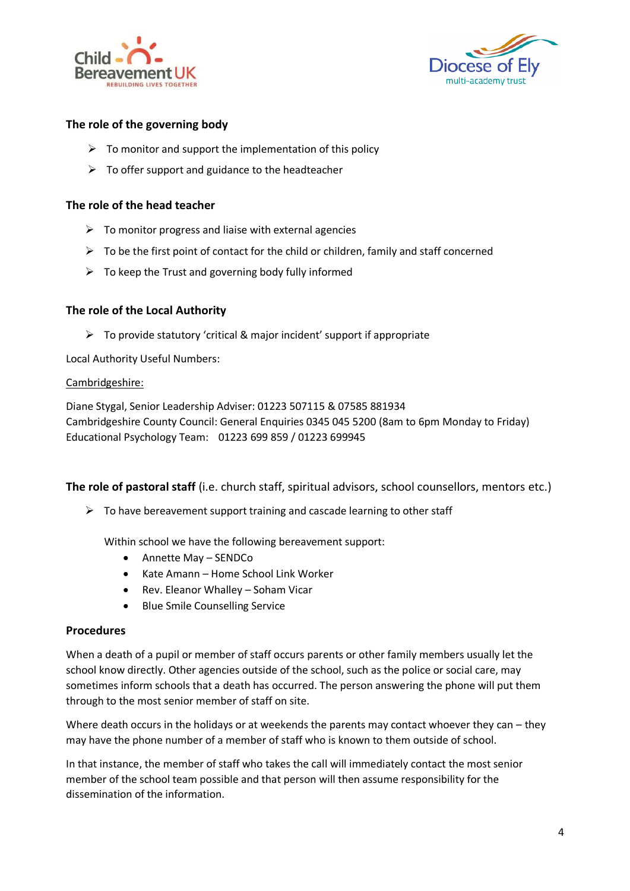### The role of the governing body

- To monitor and support the implementation of this policy
- To offer support and guidance to the headteacher

### The role of the head teacher

- To monitor progress and liaise with external agencies
- To be the first point of contact for the child or children, family and staff concerned
- To keep the Trust and governing body fully informed

### The role of the Local Authority

- To provide statutory 'critical & major incident' support if appropriate

Local Authority Useful Numbers:

Cambridgeshire:

Diane Stygal, Senior Leadership Adviser: 01223 507115 & 07585 881934
Cambridgeshire County Council: General Enquiries 0345 045 5200 (8am to 6pm Monday to Friday)
Educational Psychology Team: 01223 699 859 / 01223 699945

### The role of pastoral staff (i.e. church staff, spiritual advisors, school counsellors, mentors etc.)

- To have bereavement support training and cascade learning to other staff

  Within school we have the following bereavement support:

  - Annette May – SENDCo
  - Kate Amann – Home School Link Worker
  - Rev. Eleanor Whalley – Soham Vicar
  - Blue Smile Counselling Service

### Procedures

When a death of a pupil or member of staff occurs parents or other family members usually let the school know directly. Other agencies outside of the school, such as the police or social care, may sometimes inform schools that a death has occurred. The person answering the phone will put them through to the most senior member of staff on site.

Where death occurs in the holidays or at weekends the parents may contact whoever they can – they may have the phone number of a member of staff who is known to them outside of school.

In that instance, the member of staff who takes the call will immediately contact the most senior member of the school team possible and that person will then assume responsibility for the dissemination of the information.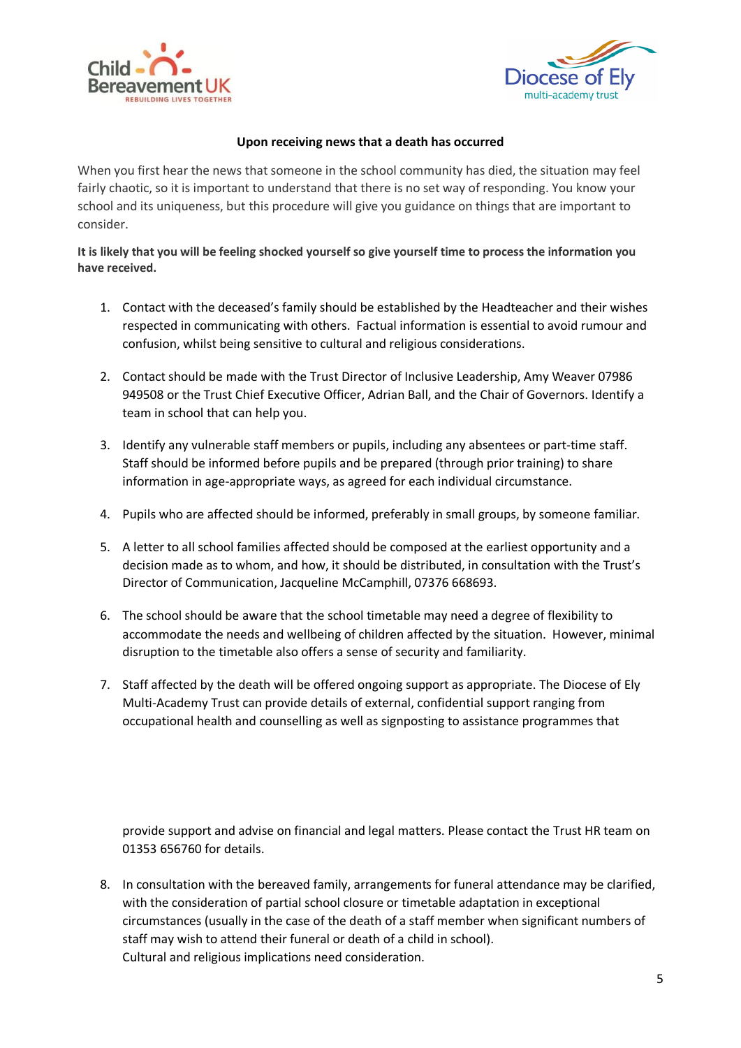## Upon receiving news that a death has occurred

When you first hear the news that someone in the school community has died, the situation may feel fairly chaotic, so it is important to understand that there is no set way of responding. You know your school and its uniqueness, but this procedure will give you guidance on things that are important to consider.

**It is likely that you will be feeling shocked yourself so give yourself time to process the information you have received.**

1. Contact with the deceased's family should be established by the Headteacher and their wishes respected in communicating with others. Factual information is essential to avoid rumour and confusion, whilst being sensitive to cultural and religious considerations.

2. Contact should be made with the Trust Director of Inclusive Leadership, Amy Weaver 07986 949508 or the Trust Chief Executive Officer, Adrian Ball, and the Chair of Governors. Identify a team in school that can help you.

3. Identify any vulnerable staff members or pupils, including any absentees or part-time staff. Staff should be informed before pupils and be prepared (through prior training) to share information in age-appropriate ways, as agreed for each individual circumstance.

4. Pupils who are affected should be informed, preferably in small groups, by someone familiar.

5. A letter to all school families affected should be composed at the earliest opportunity and a decision made as to whom, and how, it should be distributed, in consultation with the Trust's Director of Communication, Jacqueline McCamphill, 07376 668693.

6. The school should be aware that the school timetable may need a degree of flexibility to accommodate the needs and wellbeing of children affected by the situation. However, minimal disruption to the timetable also offers a sense of security and familiarity.

7. Staff affected by the death will be offered ongoing support as appropriate. The Diocese of Ely Multi-Academy Trust can provide details of external, confidential support ranging from occupational health and counselling as well as signposting to assistance programmes that provide support and advise on financial and legal matters. Please contact the Trust HR team on 01353 656760 for details.

8. In consultation with the bereaved family, arrangements for funeral attendance may be clarified, with the consideration of partial school closure or timetable adaptation in exceptional circumstances (usually in the case of the death of a staff member when significant numbers of staff may wish to attend their funeral or death of a child in school).
   Cultural and religious implications need consideration.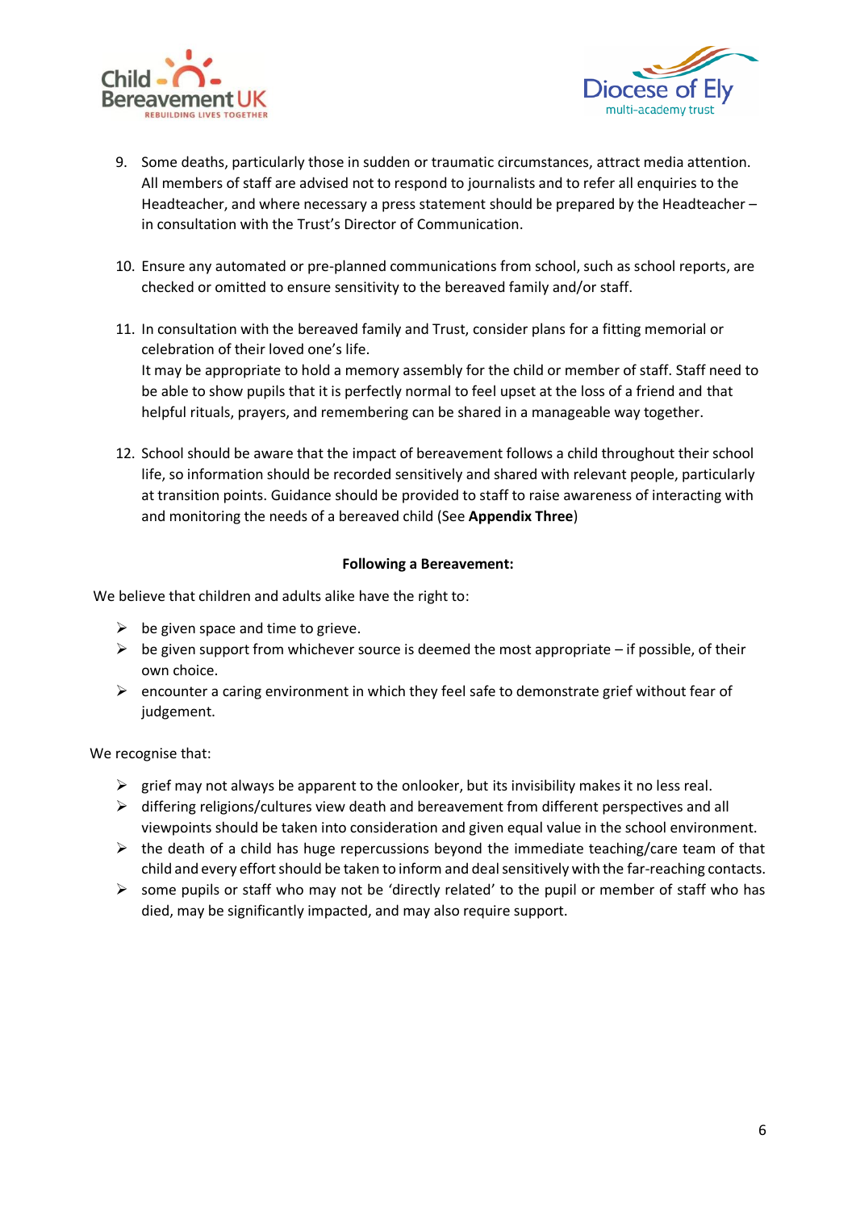9. Some deaths, particularly those in sudden or traumatic circumstances, attract media attention. All members of staff are advised not to respond to journalists and to refer all enquiries to the Headteacher, and where necessary a press statement should be prepared by the Headteacher – in consultation with the Trust's Director of Communication.

10. Ensure any automated or pre-planned communications from school, such as school reports, are checked or omitted to ensure sensitivity to the bereaved family and/or staff.

11. In consultation with the bereaved family and Trust, consider plans for a fitting memorial or celebration of their loved one's life.
    It may be appropriate to hold a memory assembly for the child or member of staff. Staff need to be able to show pupils that it is perfectly normal to feel upset at the loss of a friend and that helpful rituals, prayers, and remembering can be shared in a manageable way together.

12. School should be aware that the impact of bereavement follows a child throughout their school life, so information should be recorded sensitively and shared with relevant people, particularly at transition points. Guidance should be provided to staff to raise awareness of interacting with and monitoring the needs of a bereaved child (See **Appendix Three**)

**Following a Bereavement:**

We believe that children and adults alike have the right to:

- be given space and time to grieve.
- be given support from whichever source is deemed the most appropriate – if possible, of their own choice.
- encounter a caring environment in which they feel safe to demonstrate grief without fear of judgement.

We recognise that:

- grief may not always be apparent to the onlooker, but its invisibility makes it no less real.
- differing religions/cultures view death and bereavement from different perspectives and all viewpoints should be taken into consideration and given equal value in the school environment.
- the death of a child has huge repercussions beyond the immediate teaching/care team of that child and every effort should be taken to inform and deal sensitively with the far-reaching contacts.
- some pupils or staff who may not be 'directly related' to the pupil or member of staff who has died, may be significantly impacted, and may also require support.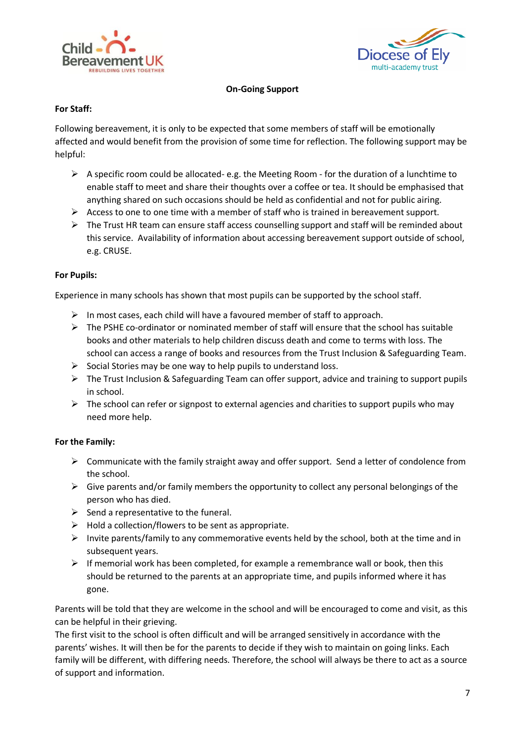## On-Going Support

**For Staff:**

Following bereavement, it is only to be expected that some members of staff will be emotionally affected and would benefit from the provision of some time for reflection. The following support may be helpful:

- A specific room could be allocated- e.g. the Meeting Room - for the duration of a lunchtime to enable staff to meet and share their thoughts over a coffee or tea. It should be emphasised that anything shared on such occasions should be held as confidential and not for public airing.
- Access to one to one time with a member of staff who is trained in bereavement support.
- The Trust HR team can ensure staff access counselling support and staff will be reminded about this service. Availability of information about accessing bereavement support outside of school, e.g. CRUSE.

**For Pupils:**

Experience in many schools has shown that most pupils can be supported by the school staff.

- In most cases, each child will have a favoured member of staff to approach.
- The PSHE co-ordinator or nominated member of staff will ensure that the school has suitable books and other materials to help children discuss death and come to terms with loss. The school can access a range of books and resources from the Trust Inclusion & Safeguarding Team.
- Social Stories may be one way to help pupils to understand loss.
- The Trust Inclusion & Safeguarding Team can offer support, advice and training to support pupils in school.
- The school can refer or signpost to external agencies and charities to support pupils who may need more help.

**For the Family:**

- Communicate with the family straight away and offer support. Send a letter of condolence from the school.
- Give parents and/or family members the opportunity to collect any personal belongings of the person who has died.
- Send a representative to the funeral.
- Hold a collection/flowers to be sent as appropriate.
- Invite parents/family to any commemorative events held by the school, both at the time and in subsequent years.
- If memorial work has been completed, for example a remembrance wall or book, then this should be returned to the parents at an appropriate time, and pupils informed where it has gone.

Parents will be told that they are welcome in the school and will be encouraged to come and visit, as this can be helpful in their grieving.
The first visit to the school is often difficult and will be arranged sensitively in accordance with the parents' wishes. It will then be for the parents to decide if they wish to maintain on going links. Each family will be different, with differing needs. Therefore, the school will always be there to act as a source of support and information.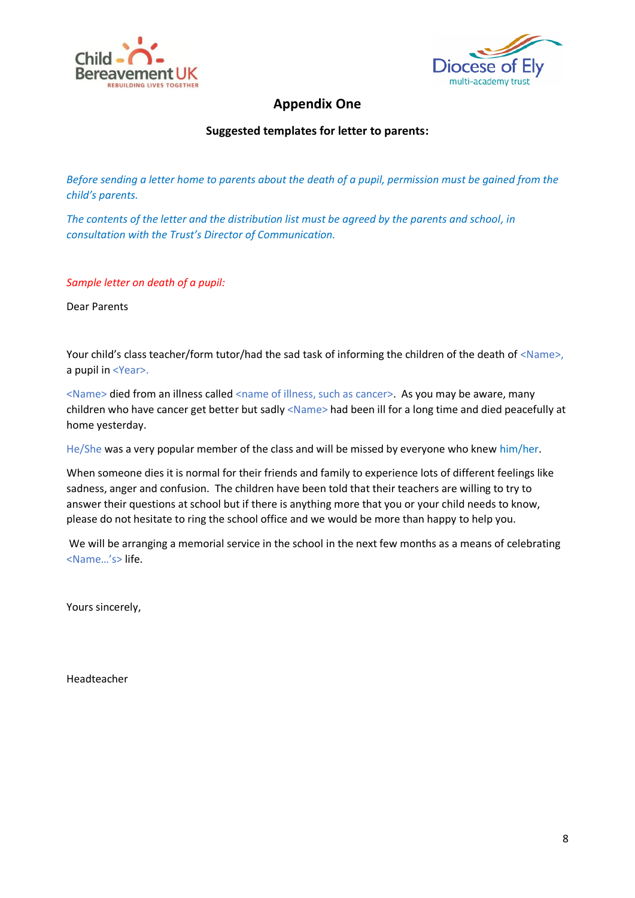## Appendix One

### Suggested templates for letter to parents:

*Before sending a letter home to parents about the death of a pupil, permission must be gained from the child's parents.*

*The contents of the letter and the distribution list must be agreed by the parents and school, in consultation with the Trust's Director of Communication.*

*Sample letter on death of a pupil:*

Dear Parents

Your child's class teacher/form tutor/had the sad task of informing the children of the death of <Name>, a pupil in <Year>.

<Name> died from an illness called <name of illness, such as cancer>. As you may be aware, many children who have cancer get better but sadly <Name> had been ill for a long time and died peacefully at home yesterday.

He/She was a very popular member of the class and will be missed by everyone who knew him/her.

When someone dies it is normal for their friends and family to experience lots of different feelings like sadness, anger and confusion. The children have been told that their teachers are willing to try to answer their questions at school but if there is anything more that you or your child needs to know, please do not hesitate to ring the school office and we would be more than happy to help you.

We will be arranging a memorial service in the school in the next few months as a means of celebrating <Name…'s> life.

Yours sincerely,

Headteacher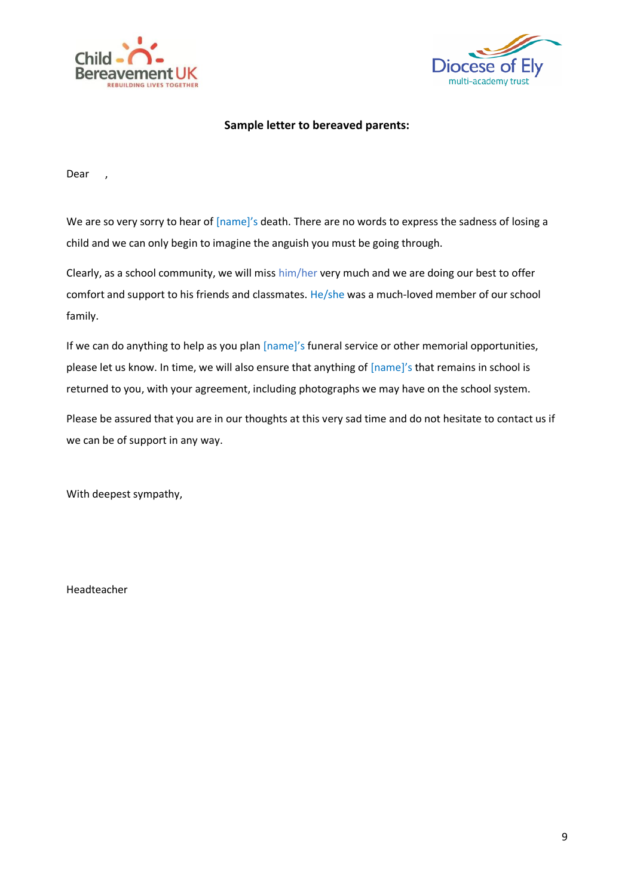**Sample letter to bereaved parents:**

Dear ,

We are so very sorry to hear of [name]'s death. There are no words to express the sadness of losing a child and we can only begin to imagine the anguish you must be going through.

Clearly, as a school community, we will miss him/her very much and we are doing our best to offer comfort and support to his friends and classmates. He/she was a much-loved member of our school family.

If we can do anything to help as you plan [name]'s funeral service or other memorial opportunities, please let us know. In time, we will also ensure that anything of [name]'s that remains in school is returned to you, with your agreement, including photographs we may have on the school system.

Please be assured that you are in our thoughts at this very sad time and do not hesitate to contact us if we can be of support in any way.

With deepest sympathy,

Headteacher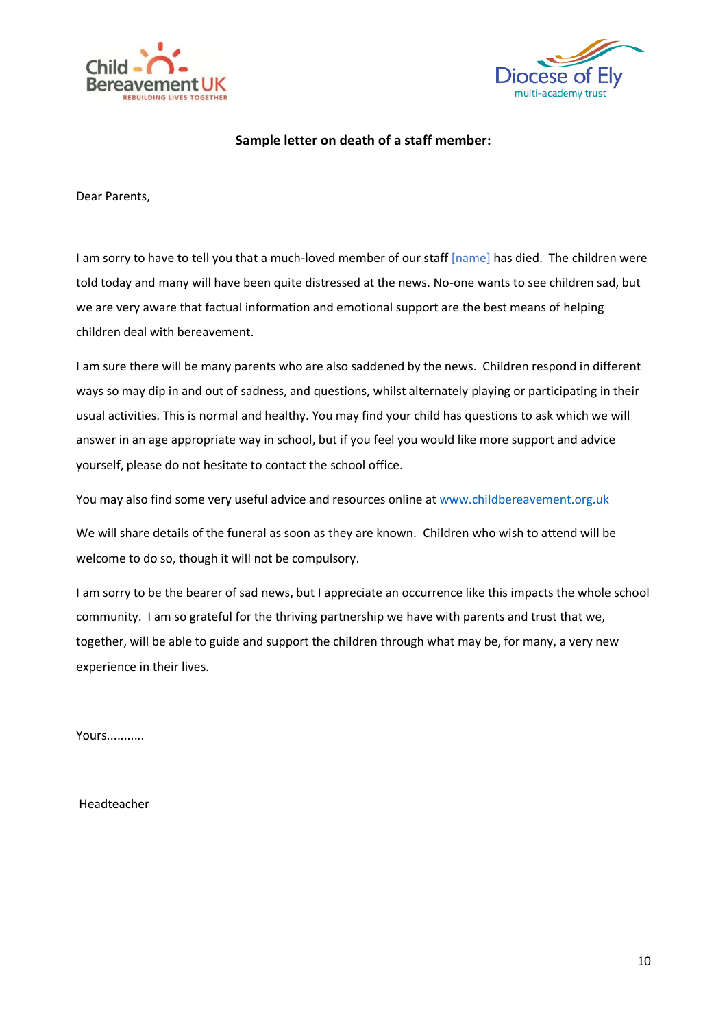**Sample letter on death of a staff member:**

Dear Parents,

I am sorry to have to tell you that a much-loved member of our staff [name] has died. The children were told today and many will have been quite distressed at the news. No-one wants to see children sad, but we are very aware that factual information and emotional support are the best means of helping children deal with bereavement.

I am sure there will be many parents who are also saddened by the news. Children respond in different ways so may dip in and out of sadness, and questions, whilst alternately playing or participating in their usual activities. This is normal and healthy. You may find your child has questions to ask which we will answer in an age appropriate way in school, but if you feel you would like more support and advice yourself, please do not hesitate to contact the school office.

You may also find some very useful advice and resources online at www.childbereavement.org.uk

We will share details of the funeral as soon as they are known. Children who wish to attend will be welcome to do so, though it will not be compulsory.

I am sorry to be the bearer of sad news, but I appreciate an occurrence like this impacts the whole school community. I am so grateful for the thriving partnership we have with parents and trust that we, together, will be able to guide and support the children through what may be, for many, a very new experience in their lives.

Yours...........

Headteacher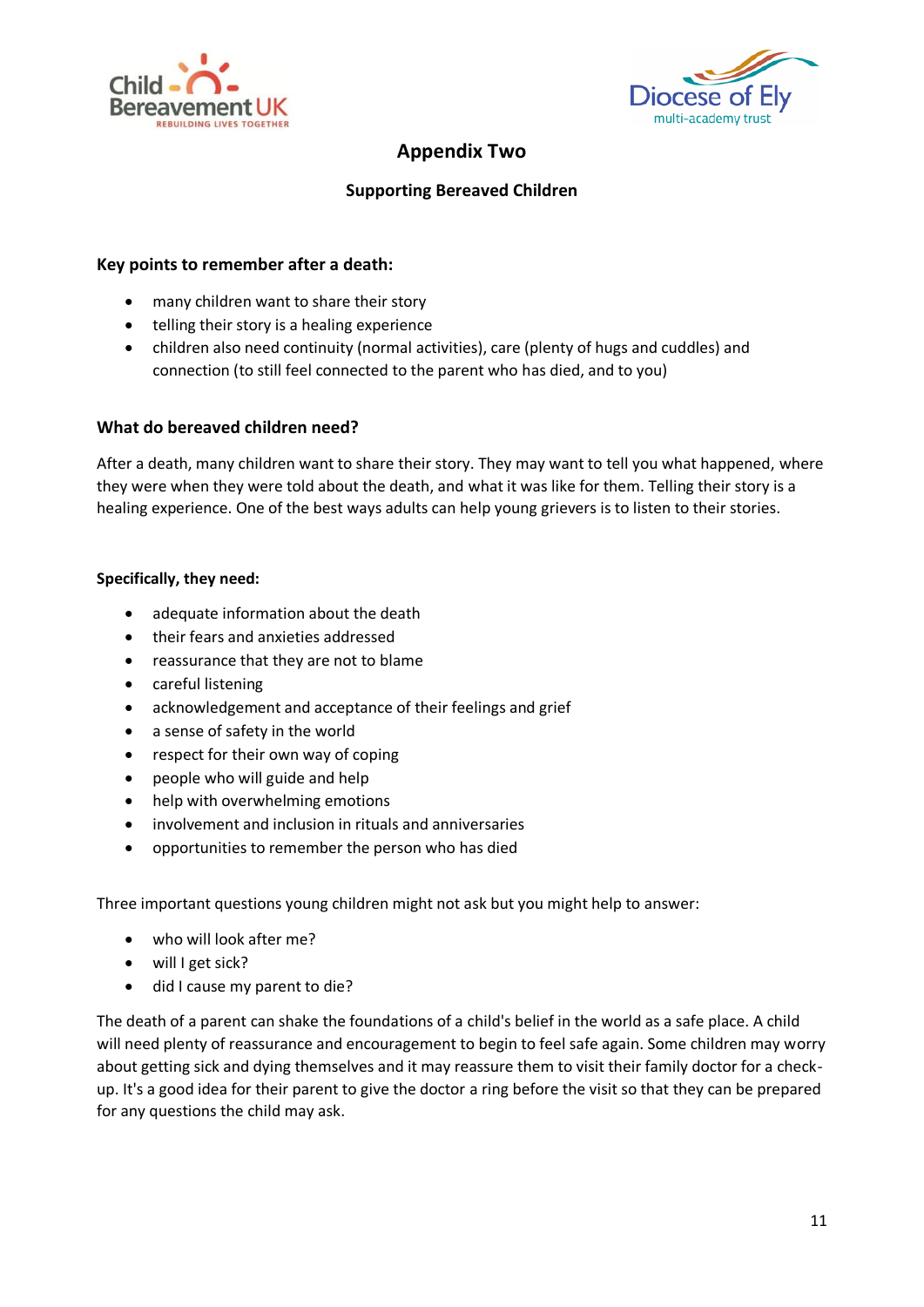## Appendix Two

### Supporting Bereaved Children

**Key points to remember after a death:**

- many children want to share their story
- telling their story is a healing experience
- children also need continuity (normal activities), care (plenty of hugs and cuddles) and connection (to still feel connected to the parent who has died, and to you)

**What do bereaved children need?**

After a death, many children want to share their story. They may want to tell you what happened, where they were when they were told about the death, and what it was like for them. Telling their story is a healing experience. One of the best ways adults can help young grievers is to listen to their stories.

**Specifically, they need:**

- adequate information about the death
- their fears and anxieties addressed
- reassurance that they are not to blame
- careful listening
- acknowledgement and acceptance of their feelings and grief
- a sense of safety in the world
- respect for their own way of coping
- people who will guide and help
- help with overwhelming emotions
- involvement and inclusion in rituals and anniversaries
- opportunities to remember the person who has died

Three important questions young children might not ask but you might help to answer:

- who will look after me?
- will I get sick?
- did I cause my parent to die?

The death of a parent can shake the foundations of a child's belief in the world as a safe place. A child will need plenty of reassurance and encouragement to begin to feel safe again. Some children may worry about getting sick and dying themselves and it may reassure them to visit their family doctor for a check-up. It's a good idea for their parent to give the doctor a ring before the visit so that they can be prepared for any questions the child may ask.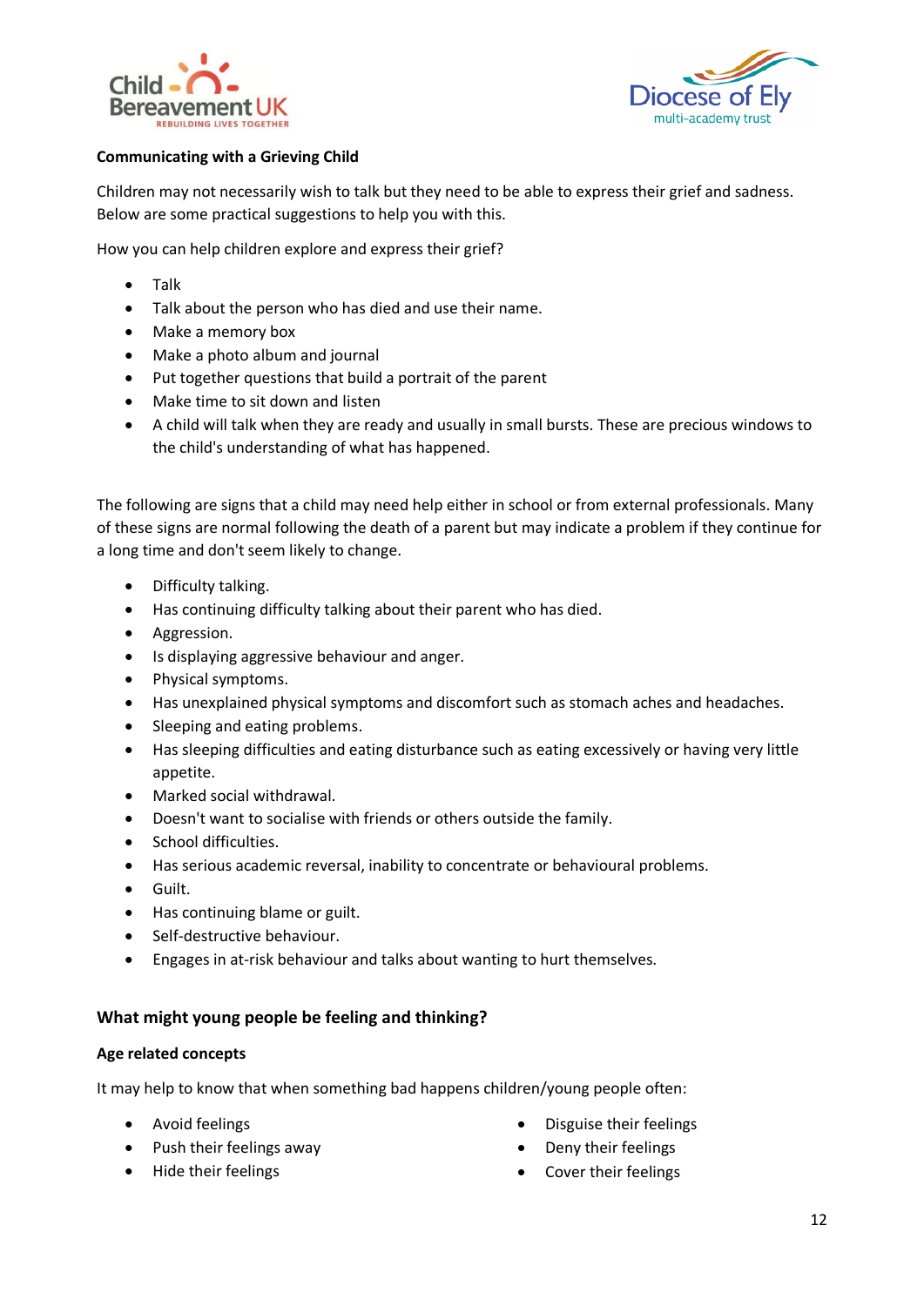**Communicating with a Grieving Child**

Children may not necessarily wish to talk but they need to be able to express their grief and sadness. Below are some practical suggestions to help you with this.

How you can help children explore and express their grief?

- Talk
- Talk about the person who has died and use their name.
- Make a memory box
- Make a photo album and journal
- Put together questions that build a portrait of the parent
- Make time to sit down and listen
- A child will talk when they are ready and usually in small bursts. These are precious windows to the child's understanding of what has happened.

The following are signs that a child may need help either in school or from external professionals. Many of these signs are normal following the death of a parent but may indicate a problem if they continue for a long time and don't seem likely to change.

- Difficulty talking.
- Has continuing difficulty talking about their parent who has died.
- Aggression.
- Is displaying aggressive behaviour and anger.
- Physical symptoms.
- Has unexplained physical symptoms and discomfort such as stomach aches and headaches.
- Sleeping and eating problems.
- Has sleeping difficulties and eating disturbance such as eating excessively or having very little appetite.
- Marked social withdrawal.
- Doesn't want to socialise with friends or others outside the family.
- School difficulties.
- Has serious academic reversal, inability to concentrate or behavioural problems.
- Guilt.
- Has continuing blame or guilt.
- Self-destructive behaviour.
- Engages in at-risk behaviour and talks about wanting to hurt themselves.

## What might young people be feeling and thinking?

**Age related concepts**

It may help to know that when something bad happens children/young people often:

- Avoid feelings
- Push their feelings away
- Hide their feelings
- Disguise their feelings
- Deny their feelings
- Cover their feelings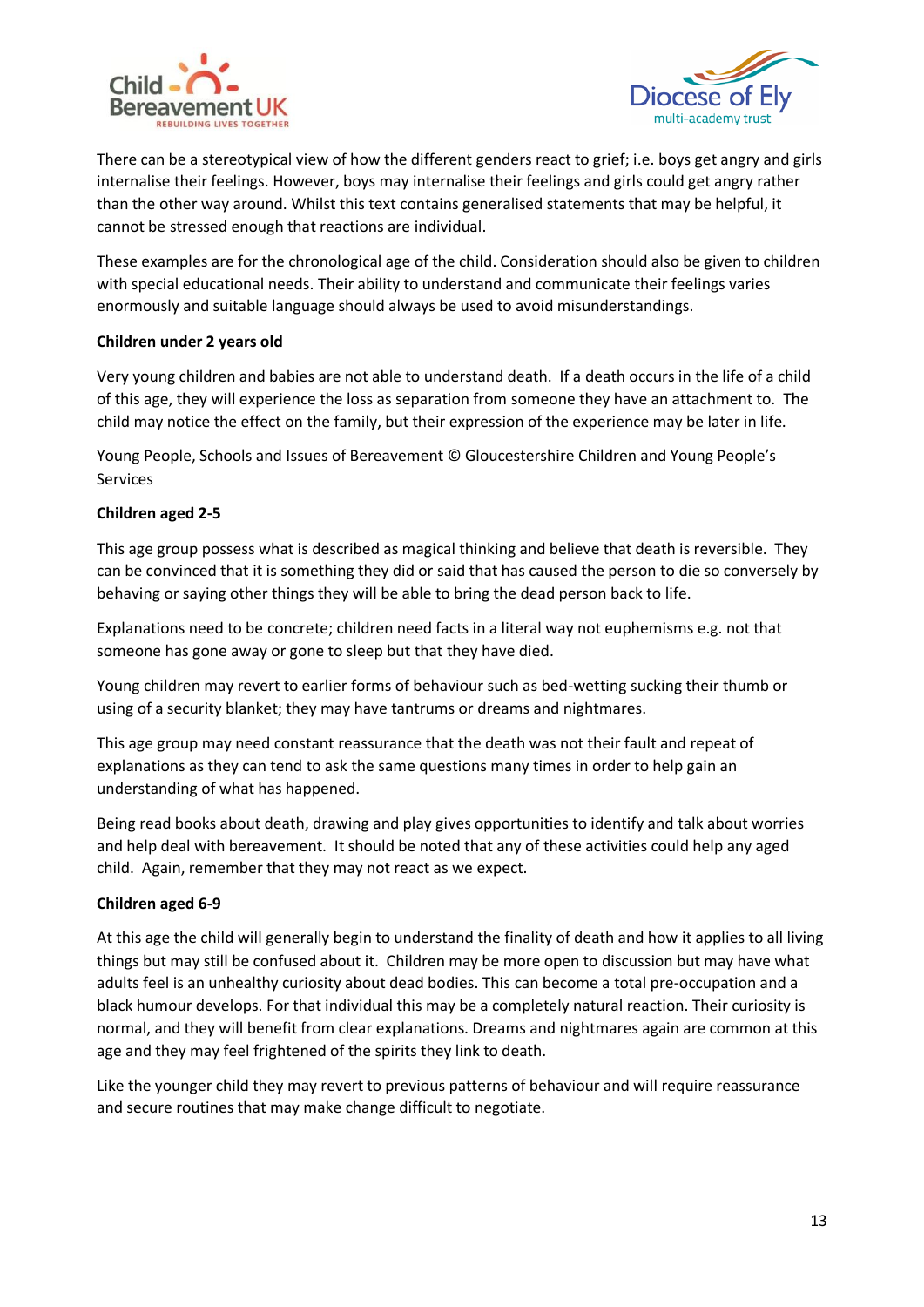There can be a stereotypical view of how the different genders react to grief; i.e. boys get angry and girls internalise their feelings. However, boys may internalise their feelings and girls could get angry rather than the other way around. Whilst this text contains generalised statements that may be helpful, it cannot be stressed enough that reactions are individual.

These examples are for the chronological age of the child. Consideration should also be given to children with special educational needs. Their ability to understand and communicate their feelings varies enormously and suitable language should always be used to avoid misunderstandings.

**Children under 2 years old**

Very young children and babies are not able to understand death. If a death occurs in the life of a child of this age, they will experience the loss as separation from someone they have an attachment to. The child may notice the effect on the family, but their expression of the experience may be later in life.

Young People, Schools and Issues of Bereavement © Gloucestershire Children and Young People's Services

**Children aged 2-5**

This age group possess what is described as magical thinking and believe that death is reversible. They can be convinced that it is something they did or said that has caused the person to die so conversely by behaving or saying other things they will be able to bring the dead person back to life.

Explanations need to be concrete; children need facts in a literal way not euphemisms e.g. not that someone has gone away or gone to sleep but that they have died.

Young children may revert to earlier forms of behaviour such as bed-wetting sucking their thumb or using of a security blanket; they may have tantrums or dreams and nightmares.

This age group may need constant reassurance that the death was not their fault and repeat of explanations as they can tend to ask the same questions many times in order to help gain an understanding of what has happened.

Being read books about death, drawing and play gives opportunities to identify and talk about worries and help deal with bereavement. It should be noted that any of these activities could help any aged child. Again, remember that they may not react as we expect.

**Children aged 6-9**

At this age the child will generally begin to understand the finality of death and how it applies to all living things but may still be confused about it. Children may be more open to discussion but may have what adults feel is an unhealthy curiosity about dead bodies. This can become a total pre-occupation and a black humour develops. For that individual this may be a completely natural reaction. Their curiosity is normal, and they will benefit from clear explanations. Dreams and nightmares again are common at this age and they may feel frightened of the spirits they link to death.

Like the younger child they may revert to previous patterns of behaviour and will require reassurance and secure routines that may make change difficult to negotiate.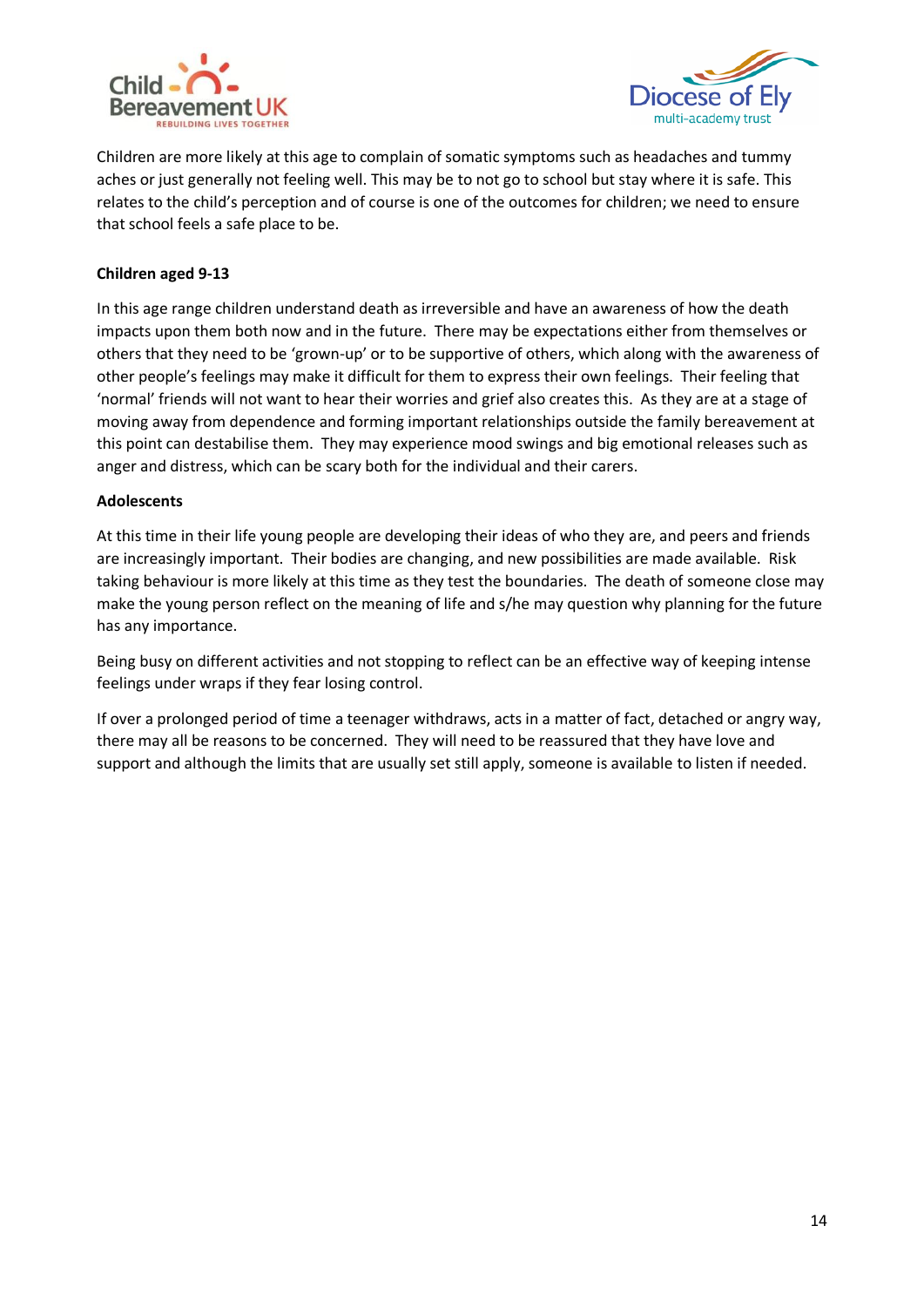Children are more likely at this age to complain of somatic symptoms such as headaches and tummy aches or just generally not feeling well. This may be to not go to school but stay where it is safe. This relates to the child's perception and of course is one of the outcomes for children; we need to ensure that school feels a safe place to be.

**Children aged 9-13**

In this age range children understand death as irreversible and have an awareness of how the death impacts upon them both now and in the future. There may be expectations either from themselves or others that they need to be 'grown-up' or to be supportive of others, which along with the awareness of other people's feelings may make it difficult for them to express their own feelings. Their feeling that 'normal' friends will not want to hear their worries and grief also creates this. As they are at a stage of moving away from dependence and forming important relationships outside the family bereavement at this point can destabilise them. They may experience mood swings and big emotional releases such as anger and distress, which can be scary both for the individual and their carers.

**Adolescents**

At this time in their life young people are developing their ideas of who they are, and peers and friends are increasingly important. Their bodies are changing, and new possibilities are made available. Risk taking behaviour is more likely at this time as they test the boundaries. The death of someone close may make the young person reflect on the meaning of life and s/he may question why planning for the future has any importance.

Being busy on different activities and not stopping to reflect can be an effective way of keeping intense feelings under wraps if they fear losing control.

If over a prolonged period of time a teenager withdraws, acts in a matter of fact, detached or angry way, there may all be reasons to be concerned. They will need to be reassured that they have love and support and although the limits that are usually set still apply, someone is available to listen if needed.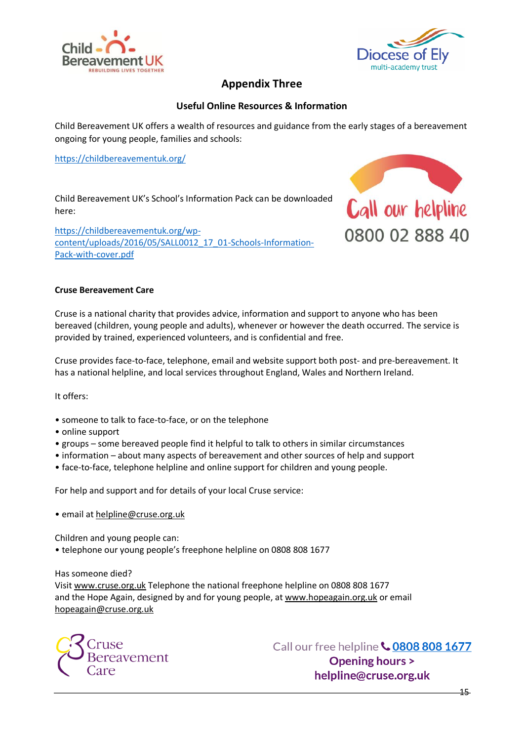## Appendix Three

### Useful Online Resources & Information

Child Bereavement UK offers a wealth of resources and guidance from the early stages of a bereavement ongoing for young people, families and schools:

https://childbereavementuk.org/

Child Bereavement UK's School's Information Pack can be downloaded here:

https://childbereavementuk.org/wp-content/uploads/2016/05/SALL0012_17_01-Schools-Information-Pack-with-cover.pdf

Call our helpline
0800 02 888 40

**Cruse Bereavement Care**

Cruse is a national charity that provides advice, information and support to anyone who has been bereaved (children, young people and adults), whenever or however the death occurred. The service is provided by trained, experienced volunteers, and is confidential and free.

Cruse provides face-to-face, telephone, email and website support both post- and pre-bereavement. It has a national helpline, and local services throughout England, Wales and Northern Ireland.

It offers:

- someone to talk to face-to-face, or on the telephone
- online support
- groups – some bereaved people find it helpful to talk to others in similar circumstances
- information – about many aspects of bereavement and other sources of help and support
- face-to-face, telephone helpline and online support for children and young people.

For help and support and for details of your local Cruse service:

- email at helpline@cruse.org.uk

Children and young people can:
- telephone our young people's freephone helpline on 0808 808 1677

Has someone died?
Visit www.cruse.org.uk Telephone the national freephone helpline on 0808 808 1677 and the Hope Again, designed by and for young people, at www.hopeagain.org.uk or email hopeagain@cruse.org.uk

Cruse Bereavement Care

Call our free helpline 0808 808 1677
**Opening hours >**
**helpline@cruse.org.uk**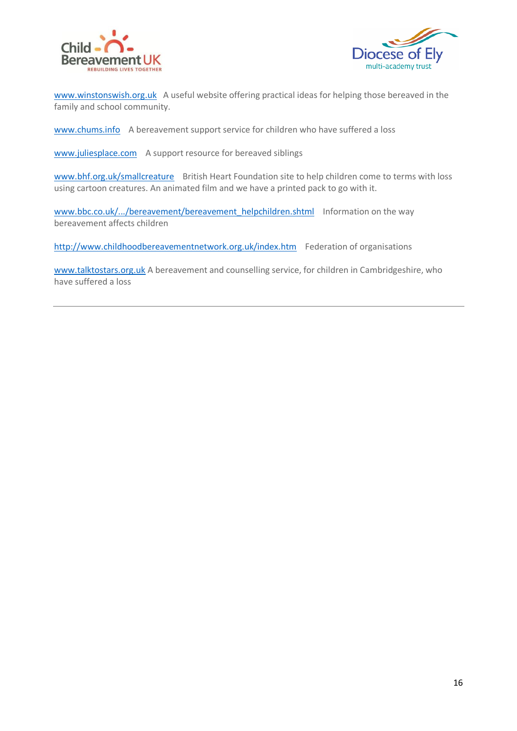www.winstonswish.org.uk A useful website offering practical ideas for helping those bereaved in the family and school community.

www.chums.info A bereavement support service for children who have suffered a loss

www.juliesplace.com A support resource for bereaved siblings

www.bhf.org.uk/smallcreature British Heart Foundation site to help children come to terms with loss using cartoon creatures. An animated film and we have a printed pack to go with it.

www.bbc.co.uk/.../bereavement/bereavement_helpchildren.shtml Information on the way bereavement affects children

http://www.childhoodbereavementnetwork.org.uk/index.htm Federation of organisations

www.talktostars.org.uk A bereavement and counselling service, for children in Cambridgeshire, who have suffered a loss

---